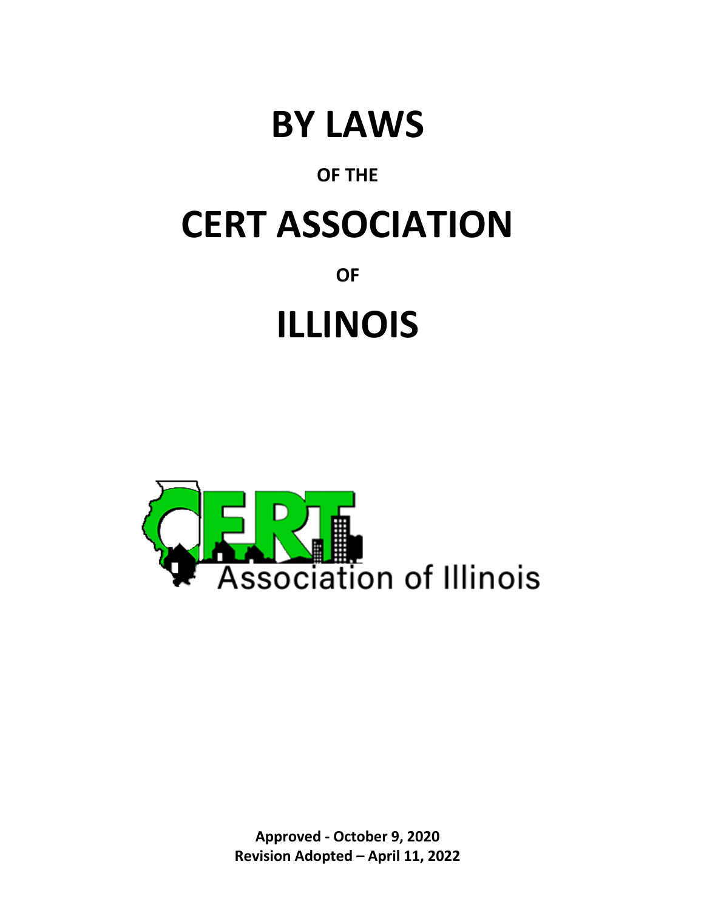# BY LAWS

**OF THE**

# CERT ASSOCIATION

**OF**

# ILLINOIS

Association of Illinois

**Approved - October 9, 2020**
**Revision Adopted – April 11, 2022**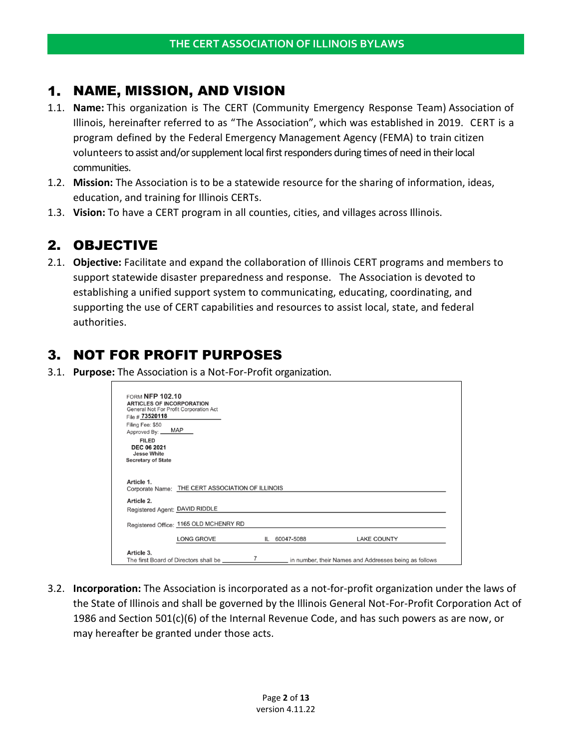## 1. NAME, MISSION, AND VISION

1.1. **Name:** This organization is The CERT (Community Emergency Response Team) Association of Illinois, hereinafter referred to as "The Association", which was established in 2019. CERT is a program defined by the Federal Emergency Management Agency (FEMA) to train citizen volunteers to assist and/or supplement local first responders during times of need in their local communities.

1.2. **Mission:** The Association is to be a statewide resource for the sharing of information, ideas, education, and training for Illinois CERTs.

1.3. **Vision:** To have a CERT program in all counties, cities, and villages across Illinois.

## 2. OBJECTIVE

2.1. **Objective:** Facilitate and expand the collaboration of Illinois CERT programs and members to support statewide disaster preparedness and response. The Association is devoted to establishing a unified support system to communicating, educating, coordinating, and supporting the use of CERT capabilities and resources to assist local, state, and federal authorities.

## 3. NOT FOR PROFIT PURPOSES

3.1. **Purpose:** The Association is a Not-For-Profit organization.

FORM **NFP 102.10**
**ARTICLES OF INCORPORATION**
General Not For Profit Corporation Act
File # **73520118**
Filing Fee: $50
Approved By: MAP
**FILED**
**DEC 06 2021**
**Jesse White**
**Secretary of State**

**Article 1.**
Corporate Name: THE CERT ASSOCIATION OF ILLINOIS

**Article 2.**
Registered Agent: DAVID RIDDLE

Registered Office: 1165 OLD MCHENRY RD
LONG GROVE IL 60047-5088 LAKE COUNTY

**Article 3.**
The first Board of Directors shall be 7 in number, their Names and Addresses being as follows

3.2. **Incorporation:** The Association is incorporated as a not-for-profit organization under the laws of the State of Illinois and shall be governed by the Illinois General Not-For-Profit Corporation Act of 1986 and Section 501(c)(6) of the Internal Revenue Code, and has such powers as are now, or may hereafter be granted under those acts.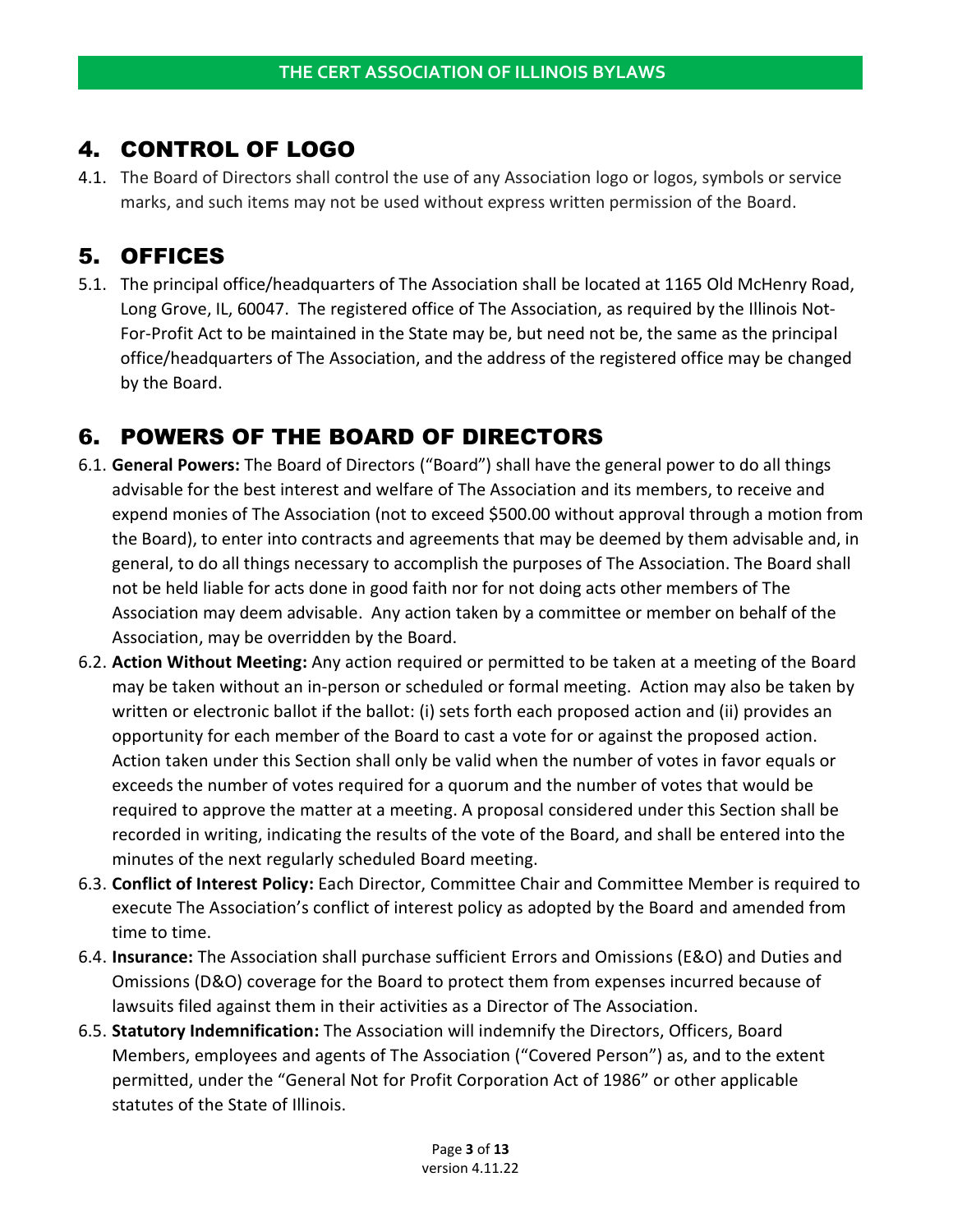## 4. CONTROL OF LOGO

4.1. The Board of Directors shall control the use of any Association logo or logos, symbols or service marks, and such items may not be used without express written permission of the Board.

## 5. OFFICES

5.1. The principal office/headquarters of The Association shall be located at 1165 Old McHenry Road, Long Grove, IL, 60047. The registered office of The Association, as required by the Illinois Not-For-Profit Act to be maintained in the State may be, but need not be, the same as the principal office/headquarters of The Association, and the address of the registered office may be changed by the Board.

## 6. POWERS OF THE BOARD OF DIRECTORS

6.1. **General Powers:** The Board of Directors ("Board") shall have the general power to do all things advisable for the best interest and welfare of The Association and its members, to receive and expend monies of The Association (not to exceed $500.00 without approval through a motion from the Board), to enter into contracts and agreements that may be deemed by them advisable and, in general, to do all things necessary to accomplish the purposes of The Association. The Board shall not be held liable for acts done in good faith nor for not doing acts other members of The Association may deem advisable. Any action taken by a committee or member on behalf of the Association, may be overridden by the Board.

6.2. **Action Without Meeting:** Any action required or permitted to be taken at a meeting of the Board may be taken without an in-person or scheduled or formal meeting. Action may also be taken by written or electronic ballot if the ballot: (i) sets forth each proposed action and (ii) provides an opportunity for each member of the Board to cast a vote for or against the proposed action. Action taken under this Section shall only be valid when the number of votes in favor equals or exceeds the number of votes required for a quorum and the number of votes that would be required to approve the matter at a meeting. A proposal considered under this Section shall be recorded in writing, indicating the results of the vote of the Board, and shall be entered into the minutes of the next regularly scheduled Board meeting.

6.3. **Conflict of Interest Policy:** Each Director, Committee Chair and Committee Member is required to execute The Association's conflict of interest policy as adopted by the Board and amended from time to time.

6.4. **Insurance:** The Association shall purchase sufficient Errors and Omissions (E&O) and Duties and Omissions (D&O) coverage for the Board to protect them from expenses incurred because of lawsuits filed against them in their activities as a Director of The Association.

6.5. **Statutory Indemnification:** The Association will indemnify the Directors, Officers, Board Members, employees and agents of The Association ("Covered Person") as, and to the extent permitted, under the "General Not for Profit Corporation Act of 1986" or other applicable statutes of the State of Illinois.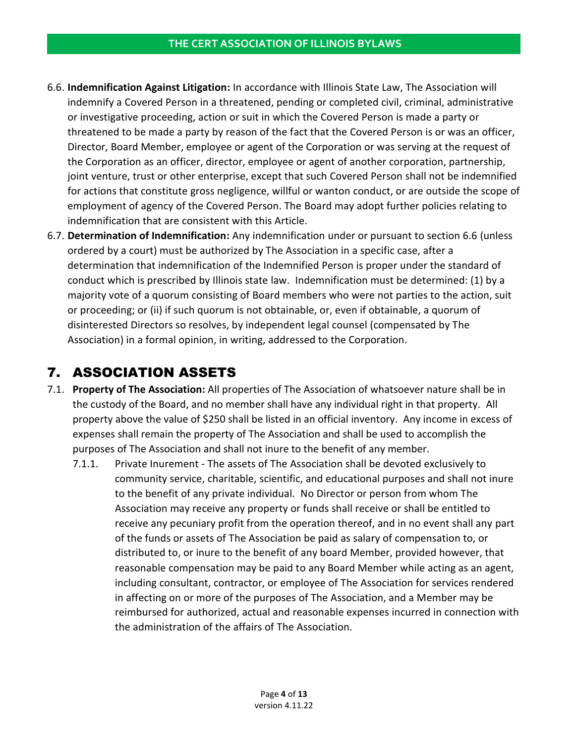6.6. **Indemnification Against Litigation:** In accordance with Illinois State Law, The Association will indemnify a Covered Person in a threatened, pending or completed civil, criminal, administrative or investigative proceeding, action or suit in which the Covered Person is made a party or threatened to be made a party by reason of the fact that the Covered Person is or was an officer, Director, Board Member, employee or agent of the Corporation or was serving at the request of the Corporation as an officer, director, employee or agent of another corporation, partnership, joint venture, trust or other enterprise, except that such Covered Person shall not be indemnified for actions that constitute gross negligence, willful or wanton conduct, or are outside the scope of employment of agency of the Covered Person. The Board may adopt further policies relating to indemnification that are consistent with this Article.

6.7. **Determination of Indemnification:** Any indemnification under or pursuant to section 6.6 (unless ordered by a court) must be authorized by The Association in a specific case, after a determination that indemnification of the Indemnified Person is proper under the standard of conduct which is prescribed by Illinois state law. Indemnification must be determined: (1) by a majority vote of a quorum consisting of Board members who were not parties to the action, suit or proceeding; or (ii) if such quorum is not obtainable, or, even if obtainable, a quorum of disinterested Directors so resolves, by independent legal counsel (compensated by The Association) in a formal opinion, in writing, addressed to the Corporation.

# 7. ASSOCIATION ASSETS

7.1. **Property of The Association:** All properties of The Association of whatsoever nature shall be in the custody of the Board, and no member shall have any individual right in that property. All property above the value of $250 shall be listed in an official inventory. Any income in excess of expenses shall remain the property of The Association and shall be used to accomplish the purposes of The Association and shall not inure to the benefit of any member.

7.1.1. Private Inurement - The assets of The Association shall be devoted exclusively to community service, charitable, scientific, and educational purposes and shall not inure to the benefit of any private individual. No Director or person from whom The Association may receive any property or funds shall receive or shall be entitled to receive any pecuniary profit from the operation thereof, and in no event shall any part of the funds or assets of The Association be paid as salary of compensation to, or distributed to, or inure to the benefit of any board Member, provided however, that reasonable compensation may be paid to any Board Member while acting as an agent, including consultant, contractor, or employee of The Association for services rendered in affecting on or more of the purposes of The Association, and a Member may be reimbursed for authorized, actual and reasonable expenses incurred in connection with the administration of the affairs of The Association.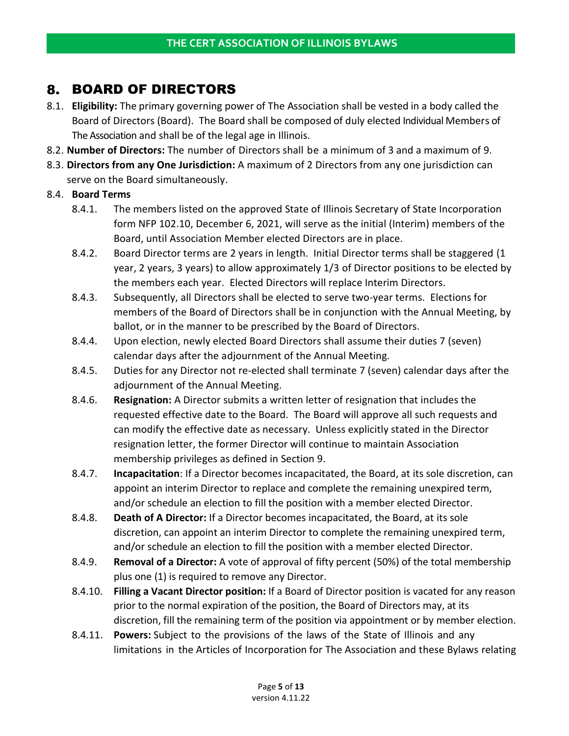## 8. BOARD OF DIRECTORS

8.1. **Eligibility:** The primary governing power of The Association shall be vested in a body called the Board of Directors (Board). The Board shall be composed of duly elected Individual Members of The Association and shall be of the legal age in Illinois.

8.2. **Number of Directors:** The number of Directors shall be a minimum of 3 and a maximum of 9.

8.3. **Directors from any One Jurisdiction:** A maximum of 2 Directors from any one jurisdiction can serve on the Board simultaneously.

8.4. **Board Terms**

- 8.4.1. The members listed on the approved State of Illinois Secretary of State Incorporation form NFP 102.10, December 6, 2021, will serve as the initial (Interim) members of the Board, until Association Member elected Directors are in place.
- 8.4.2. Board Director terms are 2 years in length. Initial Director terms shall be staggered (1 year, 2 years, 3 years) to allow approximately 1/3 of Director positions to be elected by the members each year. Elected Directors will replace Interim Directors.
- 8.4.3. Subsequently, all Directors shall be elected to serve two-year terms. Elections for members of the Board of Directors shall be in conjunction with the Annual Meeting, by ballot, or in the manner to be prescribed by the Board of Directors.
- 8.4.4. Upon election, newly elected Board Directors shall assume their duties 7 (seven) calendar days after the adjournment of the Annual Meeting.
- 8.4.5. Duties for any Director not re-elected shall terminate 7 (seven) calendar days after the adjournment of the Annual Meeting.
- 8.4.6. **Resignation:** A Director submits a written letter of resignation that includes the requested effective date to the Board. The Board will approve all such requests and can modify the effective date as necessary. Unless explicitly stated in the Director resignation letter, the former Director will continue to maintain Association membership privileges as defined in Section 9.
- 8.4.7. **Incapacitation**: If a Director becomes incapacitated, the Board, at its sole discretion, can appoint an interim Director to replace and complete the remaining unexpired term, and/or schedule an election to fill the position with a member elected Director.
- 8.4.8. **Death of A Director:** If a Director becomes incapacitated, the Board, at its sole discretion, can appoint an interim Director to complete the remaining unexpired term, and/or schedule an election to fill the position with a member elected Director.
- 8.4.9. **Removal of a Director:** A vote of approval of fifty percent (50%) of the total membership plus one (1) is required to remove any Director.
- 8.4.10. **Filling a Vacant Director position:** If a Board of Director position is vacated for any reason prior to the normal expiration of the position, the Board of Directors may, at its discretion, fill the remaining term of the position via appointment or by member election.
- 8.4.11. **Powers:** Subject to the provisions of the laws of the State of Illinois and any limitations in the Articles of Incorporation for The Association and these Bylaws relating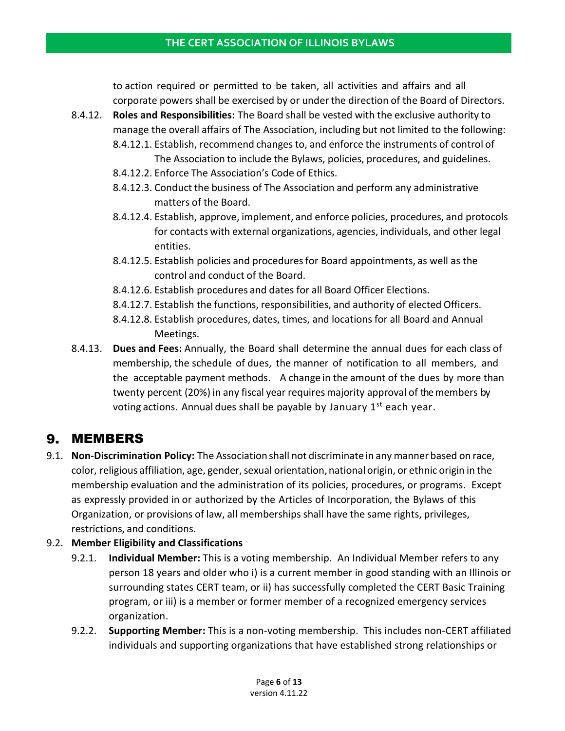to action required or permitted to be taken, all activities and affairs and all corporate powers shall be exercised by or under the direction of the Board of Directors.

8.4.12. **Roles and Responsibilities:** The Board shall be vested with the exclusive authority to manage the overall affairs of The Association, including but not limited to the following:

8.4.12.1. Establish, recommend changes to, and enforce the instruments of control of The Association to include the Bylaws, policies, procedures, and guidelines.

8.4.12.2. Enforce The Association's Code of Ethics.

8.4.12.3. Conduct the business of The Association and perform any administrative matters of the Board.

8.4.12.4. Establish, approve, implement, and enforce policies, procedures, and protocols for contacts with external organizations, agencies, individuals, and other legal entities.

8.4.12.5. Establish policies and procedures for Board appointments, as well as the control and conduct of the Board.

8.4.12.6. Establish procedures and dates for all Board Officer Elections.

8.4.12.7. Establish the functions, responsibilities, and authority of elected Officers.

8.4.12.8. Establish procedures, dates, times, and locations for all Board and Annual Meetings.

8.4.13. **Dues and Fees:** Annually, the Board shall determine the annual dues for each class of membership, the schedule of dues, the manner of notification to all members, and the acceptable payment methods. A change in the amount of the dues by more than twenty percent (20%) in any fiscal year requires majority approval of the members by voting actions. Annual dues shall be payable by January 1st each year.

# 9. MEMBERS

9.1. **Non-Discrimination Policy:** The Association shall not discriminate in any manner based on race, color, religious affiliation, age, gender, sexual orientation, national origin, or ethnic origin in the membership evaluation and the administration of its policies, procedures, or programs. Except as expressly provided in or authorized by the Articles of Incorporation, the Bylaws of this Organization, or provisions of law, all memberships shall have the same rights, privileges, restrictions, and conditions.

9.2. **Member Eligibility and Classifications**

9.2.1. **Individual Member:** This is a voting membership. An Individual Member refers to any person 18 years and older who i) is a current member in good standing with an Illinois or surrounding states CERT team, or ii) has successfully completed the CERT Basic Training program, or iii) is a member or former member of a recognized emergency services organization.

9.2.2. **Supporting Member:** This is a non-voting membership. This includes non-CERT affiliated individuals and supporting organizations that have established strong relationships or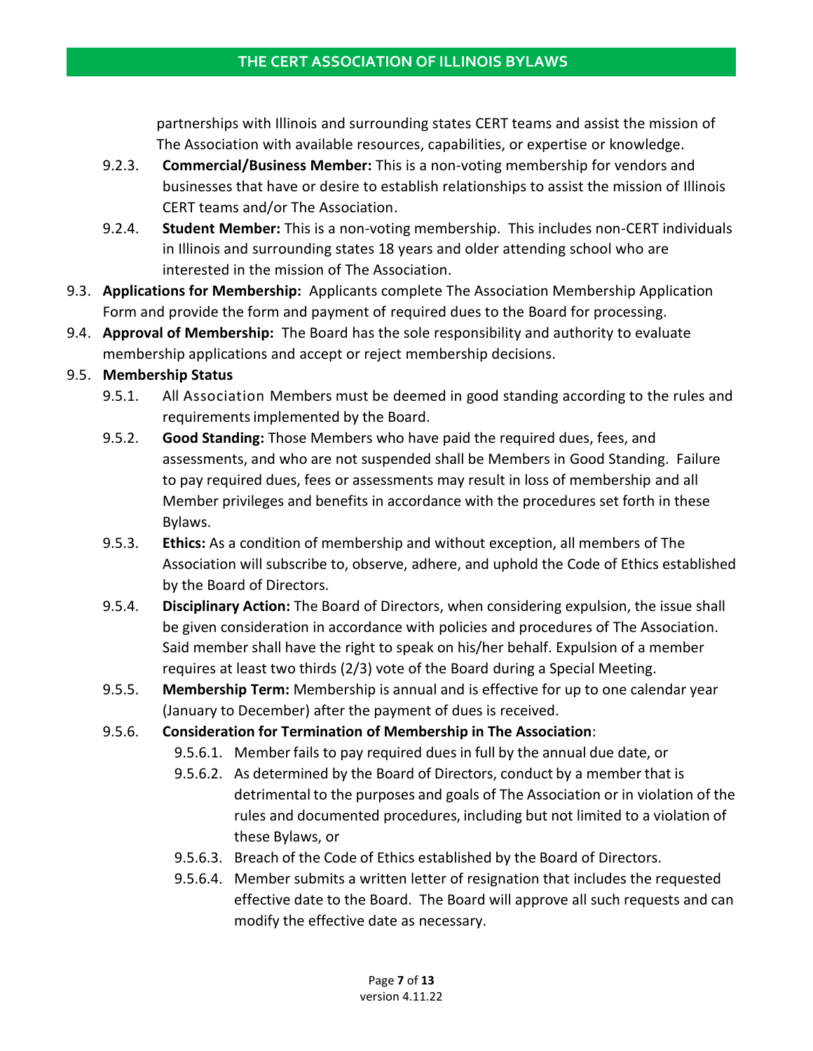partnerships with Illinois and surrounding states CERT teams and assist the mission of The Association with available resources, capabilities, or expertise or knowledge.

- 9.2.3. **Commercial/Business Member:** This is a non-voting membership for vendors and businesses that have or desire to establish relationships to assist the mission of Illinois CERT teams and/or The Association.
- 9.2.4. **Student Member:** This is a non-voting membership. This includes non-CERT individuals in Illinois and surrounding states 18 years and older attending school who are interested in the mission of The Association.

9.3. **Applications for Membership:** Applicants complete The Association Membership Application Form and provide the form and payment of required dues to the Board for processing.

9.4. **Approval of Membership:** The Board has the sole responsibility and authority to evaluate membership applications and accept or reject membership decisions.

9.5. **Membership Status**

- 9.5.1. All Association Members must be deemed in good standing according to the rules and requirements implemented by the Board.
- 9.5.2. **Good Standing:** Those Members who have paid the required dues, fees, and assessments, and who are not suspended shall be Members in Good Standing. Failure to pay required dues, fees or assessments may result in loss of membership and all Member privileges and benefits in accordance with the procedures set forth in these Bylaws.
- 9.5.3. **Ethics:** As a condition of membership and without exception, all members of The Association will subscribe to, observe, adhere, and uphold the Code of Ethics established by the Board of Directors.
- 9.5.4. **Disciplinary Action:** The Board of Directors, when considering expulsion, the issue shall be given consideration in accordance with policies and procedures of The Association. Said member shall have the right to speak on his/her behalf. Expulsion of a member requires at least two thirds (2/3) vote of the Board during a Special Meeting.
- 9.5.5. **Membership Term:** Membership is annual and is effective for up to one calendar year (January to December) after the payment of dues is received.
- 9.5.6. **Consideration for Termination of Membership in The Association**:
  - 9.5.6.1. Member fails to pay required dues in full by the annual due date, or
  - 9.5.6.2. As determined by the Board of Directors, conduct by a member that is detrimental to the purposes and goals of The Association or in violation of the rules and documented procedures, including but not limited to a violation of these Bylaws, or
  - 9.5.6.3. Breach of the Code of Ethics established by the Board of Directors.
  - 9.5.6.4. Member submits a written letter of resignation that includes the requested effective date to the Board. The Board will approve all such requests and can modify the effective date as necessary.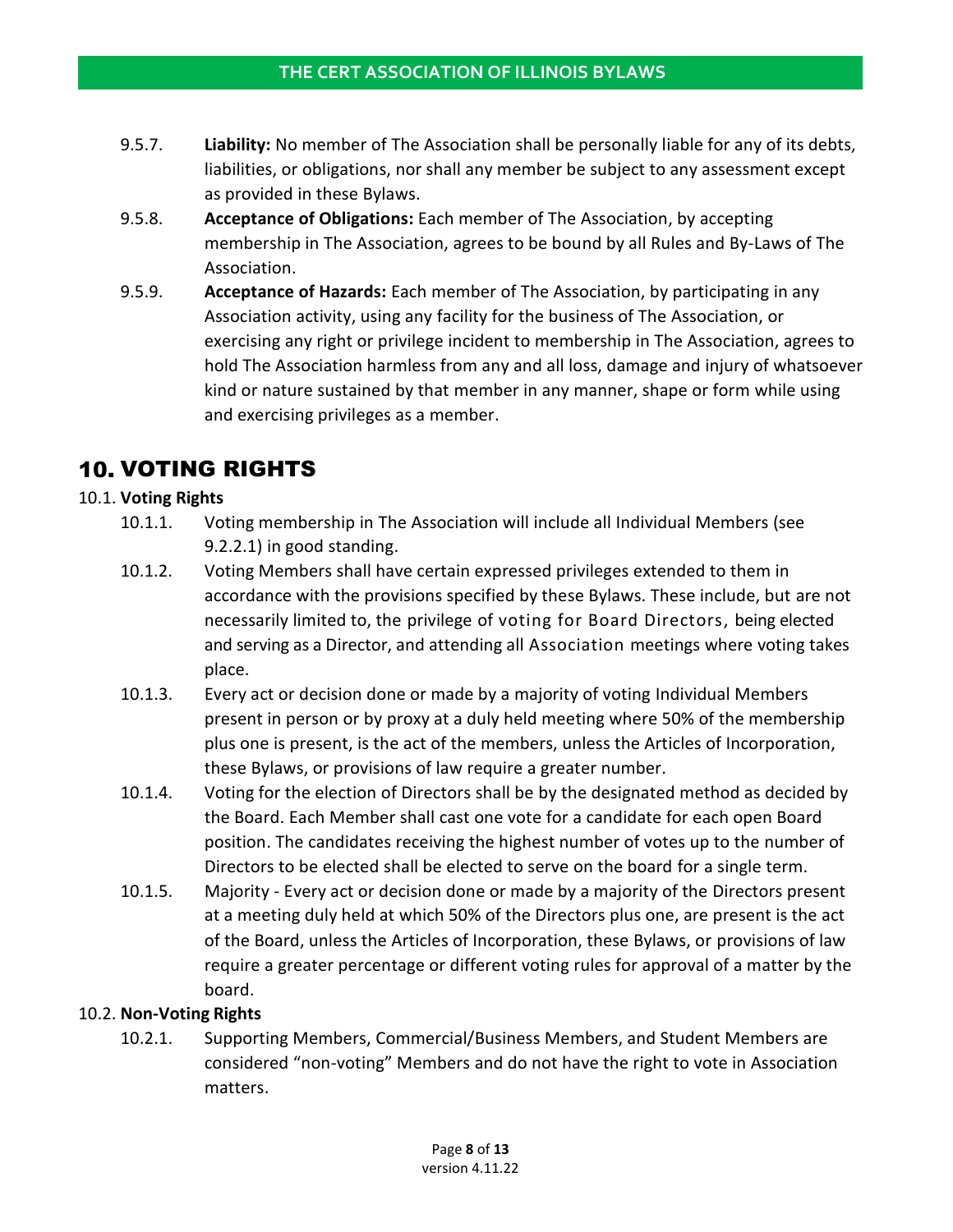9.5.7. **Liability:** No member of The Association shall be personally liable for any of its debts, liabilities, or obligations, nor shall any member be subject to any assessment except as provided in these Bylaws.

9.5.8. **Acceptance of Obligations:** Each member of The Association, by accepting membership in The Association, agrees to be bound by all Rules and By-Laws of The Association.

9.5.9. **Acceptance of Hazards:** Each member of The Association, by participating in any Association activity, using any facility for the business of The Association, or exercising any right or privilege incident to membership in The Association, agrees to hold The Association harmless from any and all loss, damage and injury of whatsoever kind or nature sustained by that member in any manner, shape or form while using and exercising privileges as a member.

# 10. VOTING RIGHTS

10.1. **Voting Rights**

10.1.1. Voting membership in The Association will include all Individual Members (see 9.2.2.1) in good standing.

10.1.2. Voting Members shall have certain expressed privileges extended to them in accordance with the provisions specified by these Bylaws. These include, but are not necessarily limited to, the privilege of voting for Board Directors, being elected and serving as a Director, and attending all Association meetings where voting takes place.

10.1.3. Every act or decision done or made by a majority of voting Individual Members present in person or by proxy at a duly held meeting where 50% of the membership plus one is present, is the act of the members, unless the Articles of Incorporation, these Bylaws, or provisions of law require a greater number.

10.1.4. Voting for the election of Directors shall be by the designated method as decided by the Board. Each Member shall cast one vote for a candidate for each open Board position. The candidates receiving the highest number of votes up to the number of Directors to be elected shall be elected to serve on the board for a single term.

10.1.5. Majority - Every act or decision done or made by a majority of the Directors present at a meeting duly held at which 50% of the Directors plus one, are present is the act of the Board, unless the Articles of Incorporation, these Bylaws, or provisions of law require a greater percentage or different voting rules for approval of a matter by the board.

10.2. **Non-Voting Rights**

10.2.1. Supporting Members, Commercial/Business Members, and Student Members are considered "non-voting" Members and do not have the right to vote in Association matters.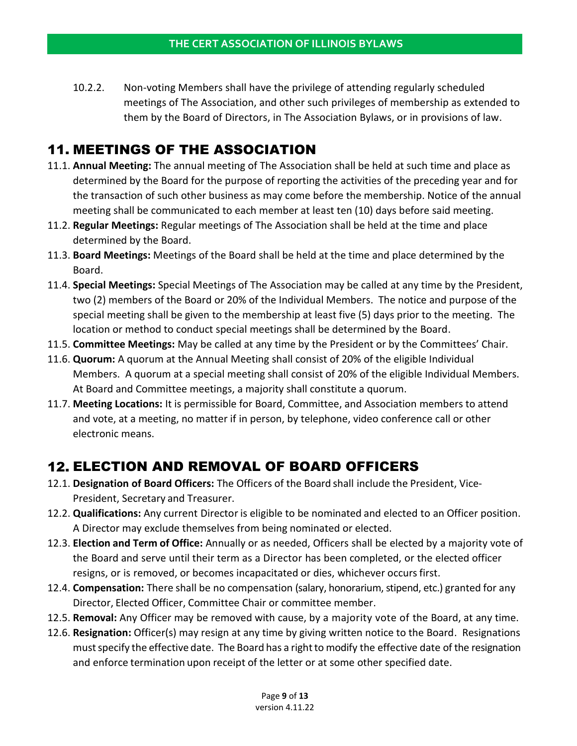10.2.2. Non-voting Members shall have the privilege of attending regularly scheduled meetings of The Association, and other such privileges of membership as extended to them by the Board of Directors, in The Association Bylaws, or in provisions of law.

# 11. MEETINGS OF THE ASSOCIATION

11.1. **Annual Meeting:** The annual meeting of The Association shall be held at such time and place as determined by the Board for the purpose of reporting the activities of the preceding year and for the transaction of such other business as may come before the membership. Notice of the annual meeting shall be communicated to each member at least ten (10) days before said meeting.

11.2. **Regular Meetings:** Regular meetings of The Association shall be held at the time and place determined by the Board.

11.3. **Board Meetings:** Meetings of the Board shall be held at the time and place determined by the Board.

11.4. **Special Meetings:** Special Meetings of The Association may be called at any time by the President, two (2) members of the Board or 20% of the Individual Members. The notice and purpose of the special meeting shall be given to the membership at least five (5) days prior to the meeting. The location or method to conduct special meetings shall be determined by the Board.

11.5. **Committee Meetings:** May be called at any time by the President or by the Committees' Chair.

11.6. **Quorum:** A quorum at the Annual Meeting shall consist of 20% of the eligible Individual Members. A quorum at a special meeting shall consist of 20% of the eligible Individual Members. At Board and Committee meetings, a majority shall constitute a quorum.

11.7. **Meeting Locations:** It is permissible for Board, Committee, and Association members to attend and vote, at a meeting, no matter if in person, by telephone, video conference call or other electronic means.

# 12. ELECTION AND REMOVAL OF BOARD OFFICERS

12.1. **Designation of Board Officers:** The Officers of the Board shall include the President, Vice-President, Secretary and Treasurer.

12.2. **Qualifications:** Any current Director is eligible to be nominated and elected to an Officer position. A Director may exclude themselves from being nominated or elected.

12.3. **Election and Term of Office:** Annually or as needed, Officers shall be elected by a majority vote of the Board and serve until their term as a Director has been completed, or the elected officer resigns, or is removed, or becomes incapacitated or dies, whichever occurs first.

12.4. **Compensation:** There shall be no compensation (salary, honorarium, stipend, etc.) granted for any Director, Elected Officer, Committee Chair or committee member.

12.5. **Removal:** Any Officer may be removed with cause, by a majority vote of the Board, at any time.

12.6. **Resignation:** Officer(s) may resign at any time by giving written notice to the Board. Resignations must specify the effective date. The Board has a right to modify the effective date of the resignation and enforce termination upon receipt of the letter or at some other specified date.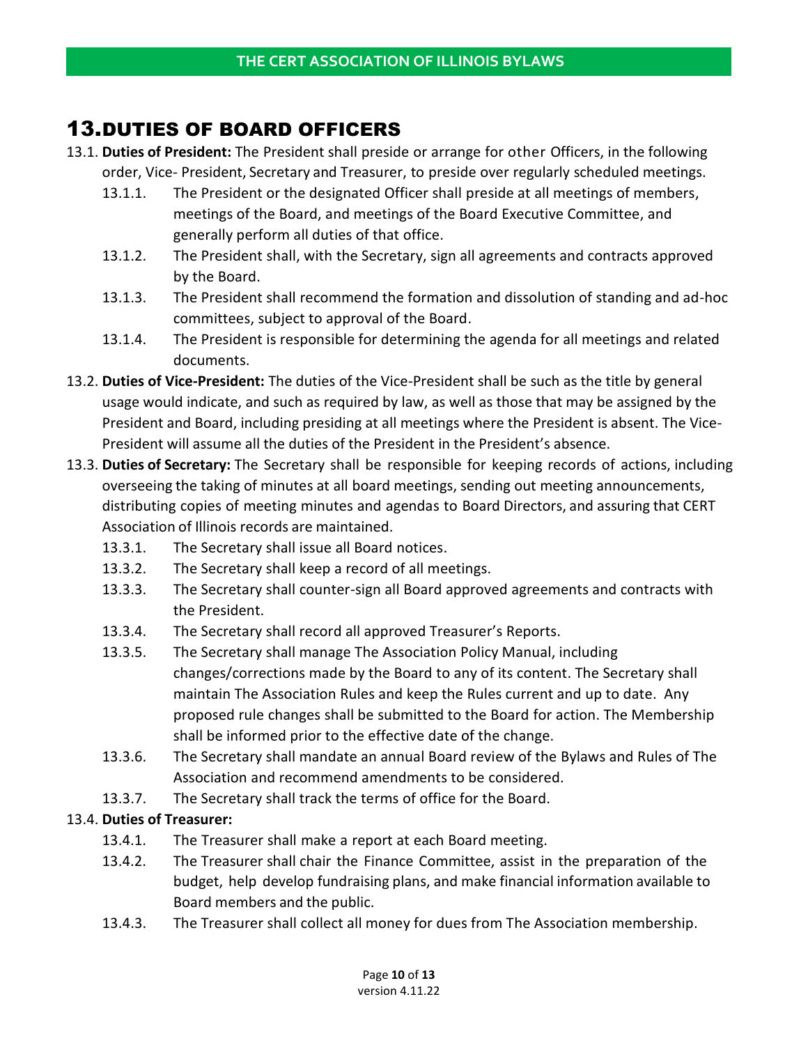# 13. DUTIES OF BOARD OFFICERS

13.1. **Duties of President:** The President shall preside or arrange for other Officers, in the following order, Vice- President, Secretary and Treasurer, to preside over regularly scheduled meetings.

- 13.1.1. The President or the designated Officer shall preside at all meetings of members, meetings of the Board, and meetings of the Board Executive Committee, and generally perform all duties of that office.
- 13.1.2. The President shall, with the Secretary, sign all agreements and contracts approved by the Board.
- 13.1.3. The President shall recommend the formation and dissolution of standing and ad-hoc committees, subject to approval of the Board.
- 13.1.4. The President is responsible for determining the agenda for all meetings and related documents.

13.2. **Duties of Vice-President:** The duties of the Vice-President shall be such as the title by general usage would indicate, and such as required by law, as well as those that may be assigned by the President and Board, including presiding at all meetings where the President is absent. The Vice-President will assume all the duties of the President in the President's absence.

13.3. **Duties of Secretary:** The Secretary shall be responsible for keeping records of actions, including overseeing the taking of minutes at all board meetings, sending out meeting announcements, distributing copies of meeting minutes and agendas to Board Directors, and assuring that CERT Association of Illinois records are maintained.

- 13.3.1. The Secretary shall issue all Board notices.
- 13.3.2. The Secretary shall keep a record of all meetings.
- 13.3.3. The Secretary shall counter-sign all Board approved agreements and contracts with the President.
- 13.3.4. The Secretary shall record all approved Treasurer's Reports.
- 13.3.5. The Secretary shall manage The Association Policy Manual, including changes/corrections made by the Board to any of its content. The Secretary shall maintain The Association Rules and keep the Rules current and up to date. Any proposed rule changes shall be submitted to the Board for action. The Membership shall be informed prior to the effective date of the change.
- 13.3.6. The Secretary shall mandate an annual Board review of the Bylaws and Rules of The Association and recommend amendments to be considered.
- 13.3.7. The Secretary shall track the terms of office for the Board.

13.4. **Duties of Treasurer:**

- 13.4.1. The Treasurer shall make a report at each Board meeting.
- 13.4.2. The Treasurer shall chair the Finance Committee, assist in the preparation of the budget, help develop fundraising plans, and make financial information available to Board members and the public.
- 13.4.3. The Treasurer shall collect all money for dues from The Association membership.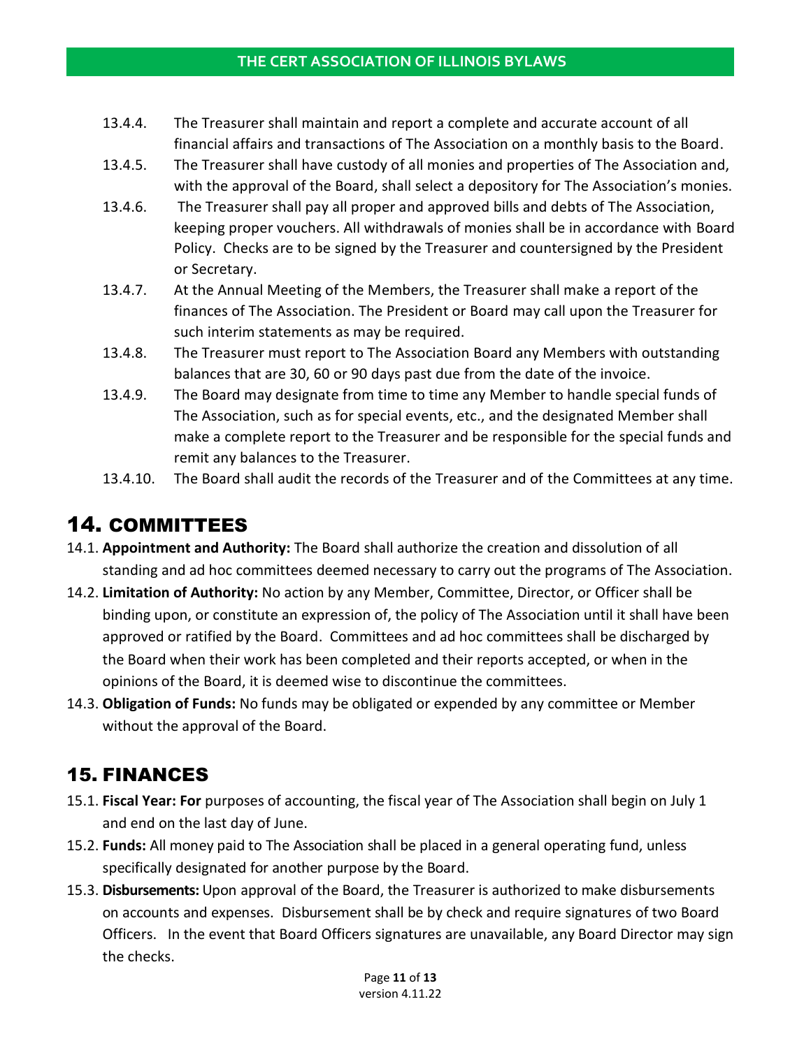13.4.4. The Treasurer shall maintain and report a complete and accurate account of all financial affairs and transactions of The Association on a monthly basis to the Board.

13.4.5. The Treasurer shall have custody of all monies and properties of The Association and, with the approval of the Board, shall select a depository for The Association's monies.

13.4.6. The Treasurer shall pay all proper and approved bills and debts of The Association, keeping proper vouchers. All withdrawals of monies shall be in accordance with Board Policy. Checks are to be signed by the Treasurer and countersigned by the President or Secretary.

13.4.7. At the Annual Meeting of the Members, the Treasurer shall make a report of the finances of The Association. The President or Board may call upon the Treasurer for such interim statements as may be required.

13.4.8. The Treasurer must report to The Association Board any Members with outstanding balances that are 30, 60 or 90 days past due from the date of the invoice.

13.4.9. The Board may designate from time to time any Member to handle special funds of The Association, such as for special events, etc., and the designated Member shall make a complete report to the Treasurer and be responsible for the special funds and remit any balances to the Treasurer.

13.4.10. The Board shall audit the records of the Treasurer and of the Committees at any time.

# 14. COMMITTEES

14.1. **Appointment and Authority:** The Board shall authorize the creation and dissolution of all standing and ad hoc committees deemed necessary to carry out the programs of The Association.

14.2. **Limitation of Authority:** No action by any Member, Committee, Director, or Officer shall be binding upon, or constitute an expression of, the policy of The Association until it shall have been approved or ratified by the Board. Committees and ad hoc committees shall be discharged by the Board when their work has been completed and their reports accepted, or when in the opinions of the Board, it is deemed wise to discontinue the committees.

14.3. **Obligation of Funds:** No funds may be obligated or expended by any committee or Member without the approval of the Board.

# 15. FINANCES

15.1. **Fiscal Year: For** purposes of accounting, the fiscal year of The Association shall begin on July 1 and end on the last day of June.

15.2. **Funds:** All money paid to The Association shall be placed in a general operating fund, unless specifically designated for another purpose by the Board.

15.3. **Disbursements:** Upon approval of the Board, the Treasurer is authorized to make disbursements on accounts and expenses. Disbursement shall be by check and require signatures of two Board Officers. In the event that Board Officers signatures are unavailable, any Board Director may sign the checks.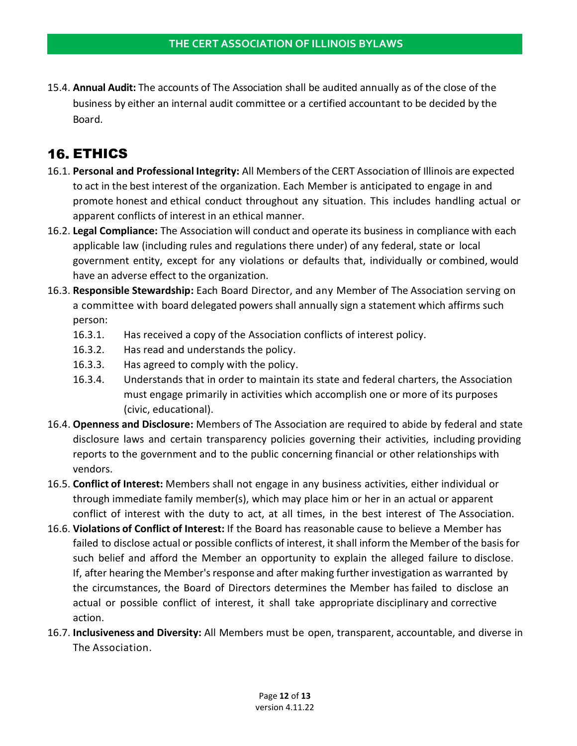15.4. **Annual Audit:** The accounts of The Association shall be audited annually as of the close of the business by either an internal audit committee or a certified accountant to be decided by the Board.

# 16. ETHICS

16.1. **Personal and Professional Integrity:** All Members of the CERT Association of Illinois are expected to act in the best interest of the organization. Each Member is anticipated to engage in and promote honest and ethical conduct throughout any situation. This includes handling actual or apparent conflicts of interest in an ethical manner.

16.2. **Legal Compliance:** The Association will conduct and operate its business in compliance with each applicable law (including rules and regulations there under) of any federal, state or local government entity, except for any violations or defaults that, individually or combined, would have an adverse effect to the organization.

16.3. **Responsible Stewardship:** Each Board Director, and any Member of The Association serving on a committee with board delegated powers shall annually sign a statement which affirms such person:

- 16.3.1. Has received a copy of the Association conflicts of interest policy.
- 16.3.2. Has read and understands the policy.
- 16.3.3. Has agreed to comply with the policy.
- 16.3.4. Understands that in order to maintain its state and federal charters, the Association must engage primarily in activities which accomplish one or more of its purposes (civic, educational).

16.4. **Openness and Disclosure:** Members of The Association are required to abide by federal and state disclosure laws and certain transparency policies governing their activities, including providing reports to the government and to the public concerning financial or other relationships with vendors.

16.5. **Conflict of Interest:** Members shall not engage in any business activities, either individual or through immediate family member(s), which may place him or her in an actual or apparent conflict of interest with the duty to act, at all times, in the best interest of The Association.

16.6. **Violations of Conflict of Interest:** If the Board has reasonable cause to believe a Member has failed to disclose actual or possible conflicts of interest, it shall inform the Member of the basis for such belief and afford the Member an opportunity to explain the alleged failure to disclose. If, after hearing the Member's response and after making further investigation as warranted by the circumstances, the Board of Directors determines the Member has failed to disclose an actual or possible conflict of interest, it shall take appropriate disciplinary and corrective action.

16.7. **Inclusiveness and Diversity:** All Members must be open, transparent, accountable, and diverse in The Association.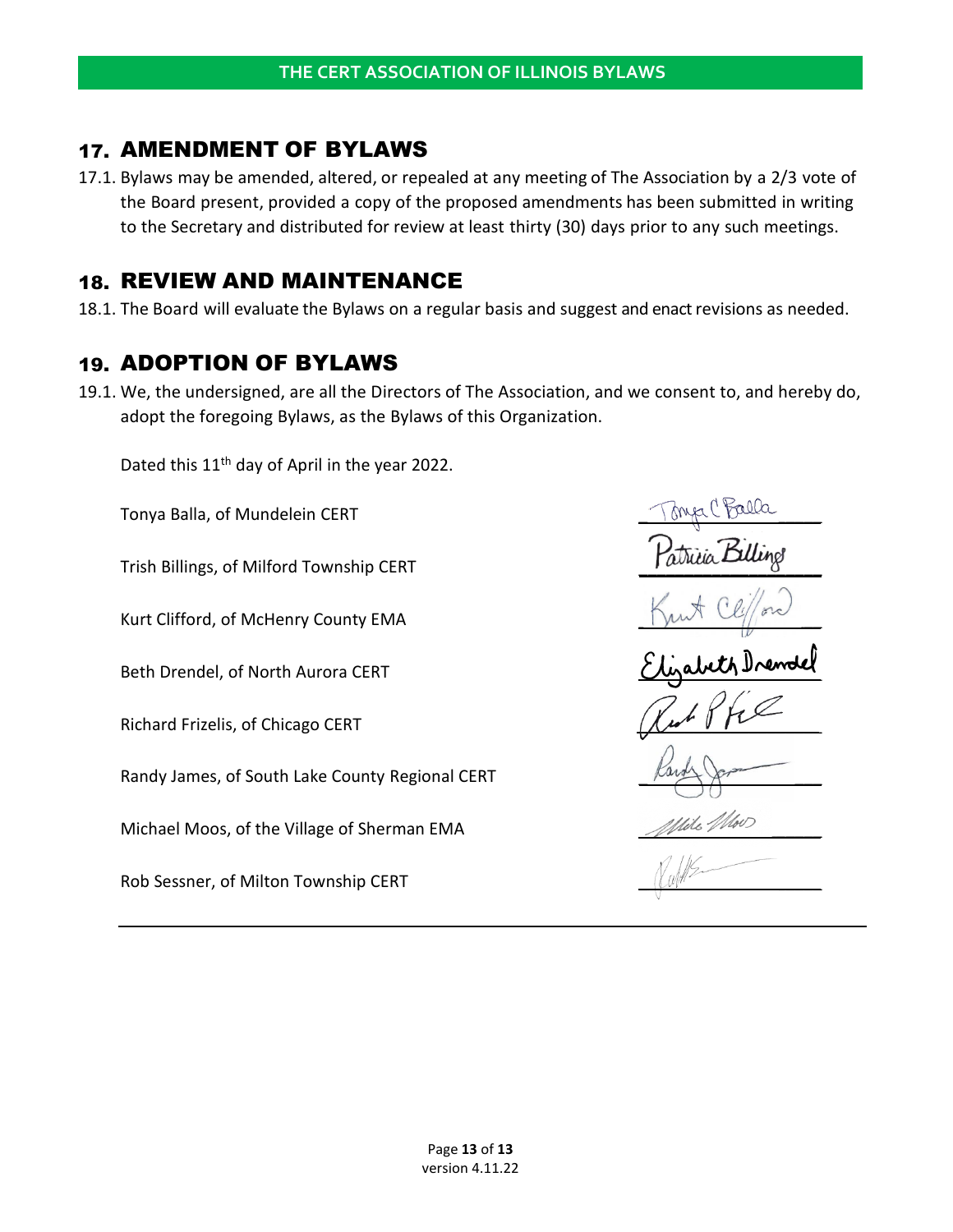## 17. AMENDMENT OF BYLAWS

17.1. Bylaws may be amended, altered, or repealed at any meeting of The Association by a 2/3 vote of the Board present, provided a copy of the proposed amendments has been submitted in writing to the Secretary and distributed for review at least thirty (30) days prior to any such meetings.

## 18. REVIEW AND MAINTENANCE

18.1. The Board will evaluate the Bylaws on a regular basis and suggest and enact revisions as needed.

## 19. ADOPTION OF BYLAWS

19.1. We, the undersigned, are all the Directors of The Association, and we consent to, and hereby do, adopt the foregoing Bylaws, as the Bylaws of this Organization.

Dated this 11th day of April in the year 2022.

Tonya Balla, of Mundelein CERT — Tonya C Balla

Trish Billings, of Milford Township CERT — Patricia Billings

Kurt Clifford, of McHenry County EMA — Kurt Clifford

Beth Drendel, of North Aurora CERT — Elizabeth Drendel

Richard Frizelis, of Chicago CERT — _______________

Randy James, of South Lake County Regional CERT — _______________

Michael Moos, of the Village of Sherman EMA — Mike Moos

Rob Sessner, of Milton Township CERT — _______________